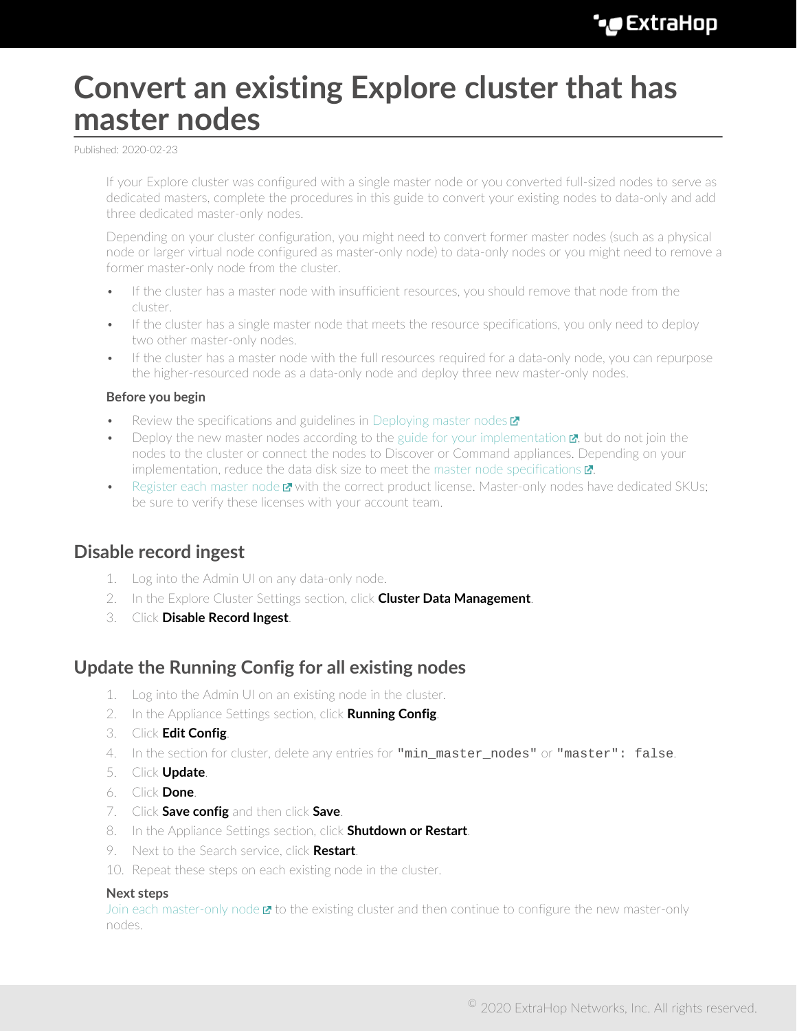# Convert an existing Explore cluster that has master nodes

Published: 2020-02-23

If your Explore cluster was configured with a single master node or you converted full-sized nodes to serve as dedicated masters, complete the procedures in this guide to convert your existing nodes to data-only and add three dedicated master-only nodes.

Depending on your cluster configuration, you might need to convert former master nodes (such as a physical node or larger virtual node configured as master-only node) to data-only nodes or you might need to remove a former master-only node from the cluster.

- If the cluster has a master node with insufficient resources, you should remove that node from the cluster.
- If the cluster has a single master node that meets the resource specifications, you only need to deploy two other master-only nodes.
- If the cluster has a master node with the full resources required for a data-only node, you can repurpose the higher-resourced node as a data-only node and deploy three new master-only nodes.

### Before you begin

- Review the specifications and guidelines in Deploying master nodes
- Deploy the new master nodes according to the guide for your implementation, but do not join the nodes to the cluster or connect the nodes to Discover or Command appliances. Depending on your implementation, reduce the data disk size to meet the master node specifications.
- Register each master node with the correct product license. Master-only nodes have dedicated SKUs; be sure to verify these licenses with your account team.

## Disable record ingest

1. Log into the Admin UI on any data-only node.
2. In the Explore Cluster Settings section, click **Cluster Data Management**.
3. Click **Disable Record Ingest**.

## Update the Running Config for all existing nodes

1. Log into the Admin UI on an existing node in the cluster.
2. In the Appliance Settings section, click **Running Config**.
3. Click **Edit Config**.
4. In the section for cluster, delete any entries for `"min_master_nodes"` or `"master": false`.
5. Click **Update**.
6. Click **Done**.
7. Click **Save config** and then click **Save**.
8. In the Appliance Settings section, click **Shutdown or Restart**.
9. Next to the Search service, click **Restart**.
10. Repeat these steps on each existing node in the cluster.

### Next steps

Join each master-only node to the existing cluster and then continue to configure the new master-only nodes.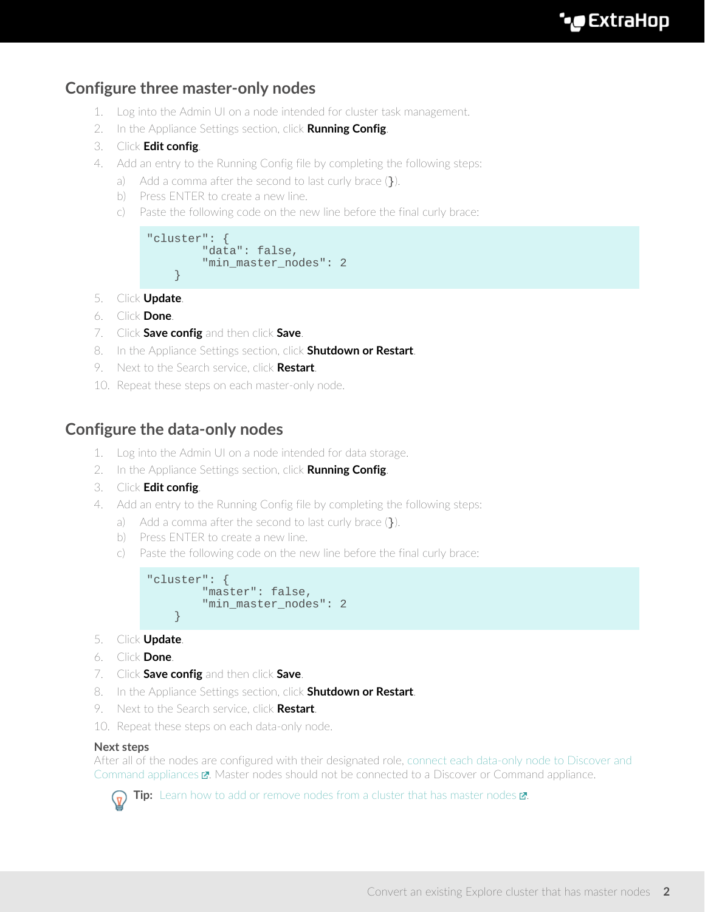## Configure three master-only nodes

1. Log into the Admin UI on a node intended for cluster task management.
2. In the Appliance Settings section, click **Running Config**.
3. Click **Edit config**.
4. Add an entry to the Running Config file by completing the following steps:
   a) Add a comma after the second to last curly brace (}).
   b) Press ENTER to create a new line.
   c) Paste the following code on the new line before the final curly brace:

   ```
   "cluster": {
           "data": false,
           "min_master_nodes": 2
       }
   ```
5. Click **Update**.
6. Click **Done**.
7. Click **Save config** and then click **Save**.
8. In the Appliance Settings section, click **Shutdown or Restart**.
9. Next to the Search service, click **Restart**.
10. Repeat these steps on each master-only node.

## Configure the data-only nodes

1. Log into the Admin UI on a node intended for data storage.
2. In the Appliance Settings section, click **Running Config**.
3. Click **Edit config**.
4. Add an entry to the Running Config file by completing the following steps:
   a) Add a comma after the second to last curly brace (}).
   b) Press ENTER to create a new line.
   c) Paste the following code on the new line before the final curly brace:

   ```
   "cluster": {
           "master": false,
           "min_master_nodes": 2
       }
   ```
5. Click **Update**.
6. Click **Done**.
7. Click **Save config** and then click **Save**.
8. In the Appliance Settings section, click **Shutdown or Restart**.
9. Next to the Search service, click **Restart**.
10. Repeat these steps on each data-only node.

**Next steps**

After all of the nodes are configured with their designated role, connect each data-only node to Discover and Command appliances. Master nodes should not be connected to a Discover or Command appliance.

**Tip:** Learn how to add or remove nodes from a cluster that has master nodes.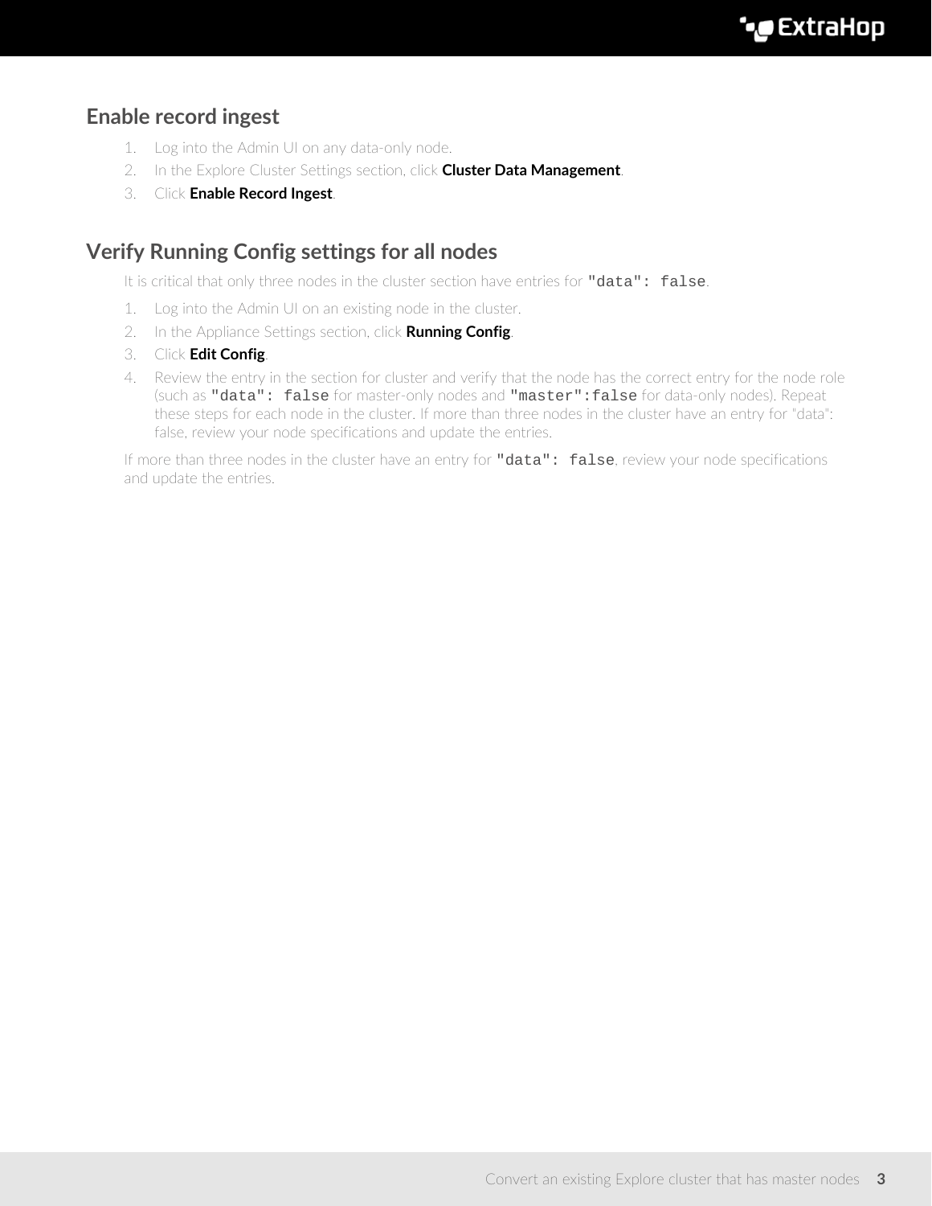## Enable record ingest

1. Log into the Admin UI on any data-only node.
2. In the Explore Cluster Settings section, click **Cluster Data Management**.
3. Click **Enable Record Ingest**.

## Verify Running Config settings for all nodes

It is critical that only three nodes in the cluster section have entries for `"data": false`.

1. Log into the Admin UI on an existing node in the cluster.
2. In the Appliance Settings section, click **Running Config**.
3. Click **Edit Config**.
4. Review the entry in the section for cluster and verify that the node has the correct entry for the node role (such as `"data": false` for master-only nodes and `"master":false` for data-only nodes). Repeat these steps for each node in the cluster. If more than three nodes in the cluster have an entry for "data": false, review your node specifications and update the entries.

If more than three nodes in the cluster have an entry for `"data": false`, review your node specifications and update the entries.